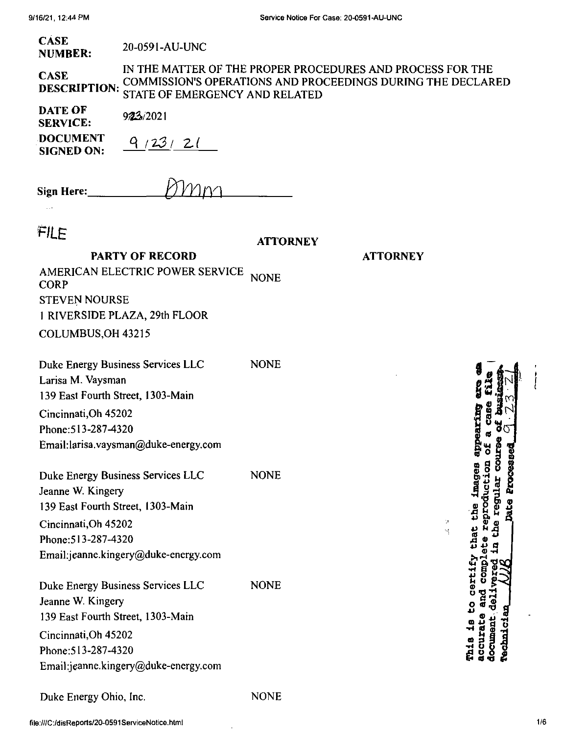**CASE NUMBER:** 20-0591-AU-UNC

**CASE DESCRIPTION:** IN THE MATTER OF THE PROPER PROCEDURES AND PROCESS FOR THE COMMISSION'S OPERATIONS AND PROCEEDINGS DURING THE DECLARED STATE OF EMERGENCY AND RELATED

**DATE OF SERVICE:** 9/23/2021

**DOCUMENT SIGNED ON:** 9/23/21

**Sign Here:** DMM

FILE

| PARTY OF RECORD | ATTORNEY | ATTORNEY |
|---|---|---|
| AMERICAN ELECTRIC POWER SERVICE CORP<br>STEVEN NOURSE<br>1 RIVERSIDE PLAZA, 29th FLOOR<br>COLUMBUS,OH 43215 | NONE | |
| Duke Energy Business Services LLC<br>Larisa M. Vaysman<br>139 East Fourth Street, 1303-Main<br>Cincinnati,Oh 45202<br>Phone:513-287-4320<br>Email:larisa.vaysman@duke-energy.com | NONE | |
| Duke Energy Business Services LLC<br>Jeanne W. Kingery<br>139 East Fourth Street, 1303-Main<br>Cincinnati,Oh 45202<br>Phone:513-287-4320<br>Email:jeanne.kingery@duke-energy.com | NONE | |
| Duke Energy Business Services LLC<br>Jeanne W. Kingery<br>139 East Fourth Street, 1303-Main<br>Cincinnati,Oh 45202<br>Phone:513-287-4320<br>Email:jeanne.kingery@duke-energy.com | NONE | |
| Duke Energy Ohio, Inc. | NONE | |

This is to certify that the images appearing are an accurate and complete reproduction of a case file document delivered in the regular course of business. Technician DJB Date Processed 9.23.21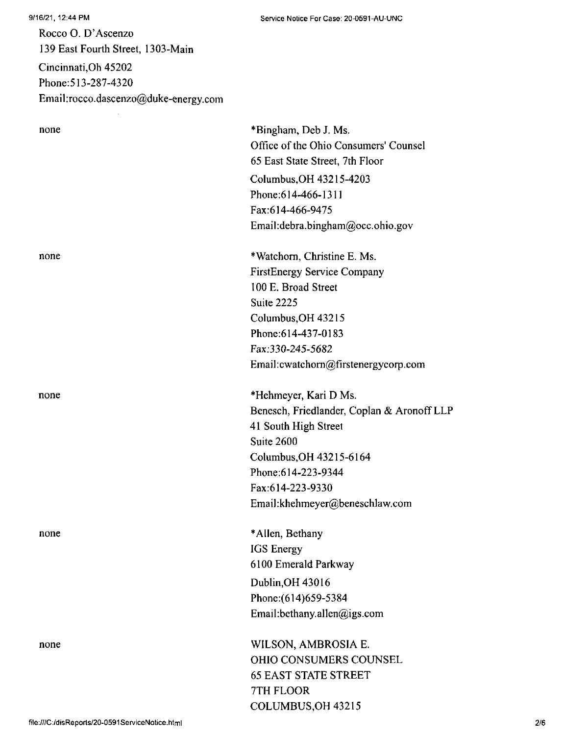Rocco O. D'Ascenzo
139 East Fourth Street, 1303-Main
Cincinnati,Oh 45202
Phone:513-287-4320
Email:rocco.dascenzo@duke-energy.com

| | |
|---|---|
| none | *Bingham, Deb J. Ms.<br>Office of the Ohio Consumers' Counsel<br>65 East State Street, 7th Floor<br>Columbus,OH 43215-4203<br>Phone:614-466-1311<br>Fax:614-466-9475<br>Email:debra.bingham@occ.ohio.gov |
| none | *Watchorn, Christine E. Ms.<br>FirstEnergy Service Company<br>100 E. Broad Street<br>Suite 2225<br>Columbus,OH 43215<br>Phone:614-437-0183<br>Fax:330-245-5682<br>Email:cwatchorn@firstenergycorp.com |
| none | *Hehmeyer, Kari D Ms.<br>Benesch, Friedlander, Coplan & Aronoff LLP<br>41 South High Street<br>Suite 2600<br>Columbus,OH 43215-6164<br>Phone:614-223-9344<br>Fax:614-223-9330<br>Email:khehmeyer@beneschlaw.com |
| none | *Allen, Bethany<br>IGS Energy<br>6100 Emerald Parkway<br>Dublin,OH 43016<br>Phone:(614)659-5384<br>Email:bethany.allen@igs.com |
| none | WILSON, AMBROSIA E.<br>OHIO CONSUMERS COUNSEL<br>65 EAST STATE STREET<br>7TH FLOOR<br>COLUMBUS,OH 43215 |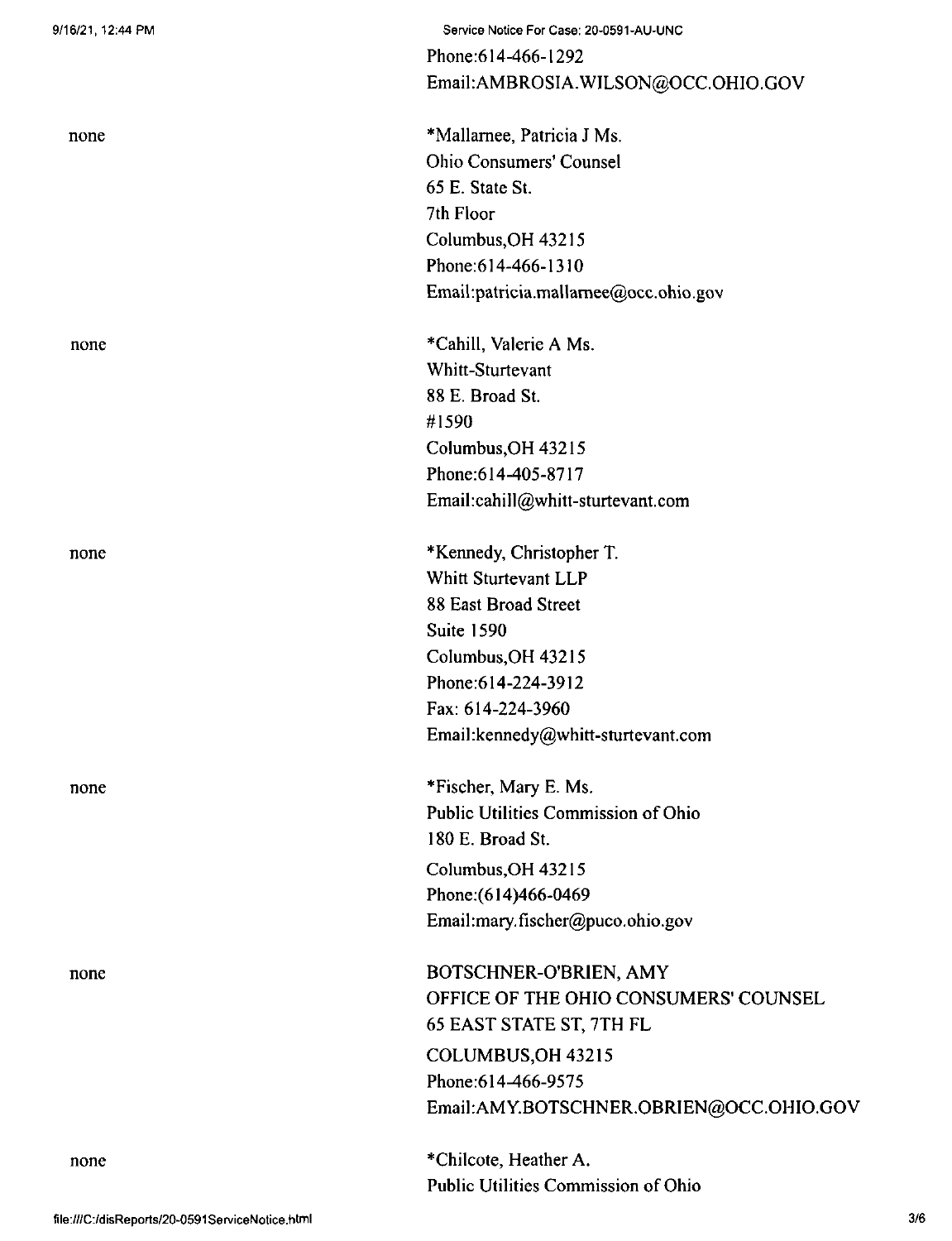Phone:614-466-1292
Email:AMBROSIA.WILSON@OCC.OHIO.GOV

| | |
|---|---|
| none | *Mallarnee, Patricia J Ms.<br>Ohio Consumers' Counsel<br>65 E. State St.<br>7th Floor<br>Columbus,OH 43215<br>Phone:614-466-1310<br>Email:patricia.mallarnee@occ.ohio.gov |
| none | *Cahill, Valerie A Ms.<br>Whitt-Sturtevant<br>88 E. Broad St.<br>#1590<br>Columbus,OH 43215<br>Phone:614-405-8717<br>Email:cahill@whitt-sturtevant.com |
| none | *Kennedy, Christopher T.<br>Whitt Sturtevant LLP<br>88 East Broad Street<br>Suite 1590<br>Columbus,OH 43215<br>Phone:614-224-3912<br>Fax: 614-224-3960<br>Email:kennedy@whitt-sturtevant.com |
| none | *Fischer, Mary E. Ms.<br>Public Utilities Commission of Ohio<br>180 E. Broad St.<br>Columbus,OH 43215<br>Phone:(614)466-0469<br>Email:mary.fischer@puco.ohio.gov |
| none | BOTSCHNER-O'BRIEN, AMY<br>OFFICE OF THE OHIO CONSUMERS' COUNSEL<br>65 EAST STATE ST, 7TH FL<br>COLUMBUS,OH 43215<br>Phone:614-466-9575<br>Email:AMY.BOTSCHNER.OBRIEN@OCC.OHIO.GOV |
| none | *Chilcote, Heather A.<br>Public Utilities Commission of Ohio |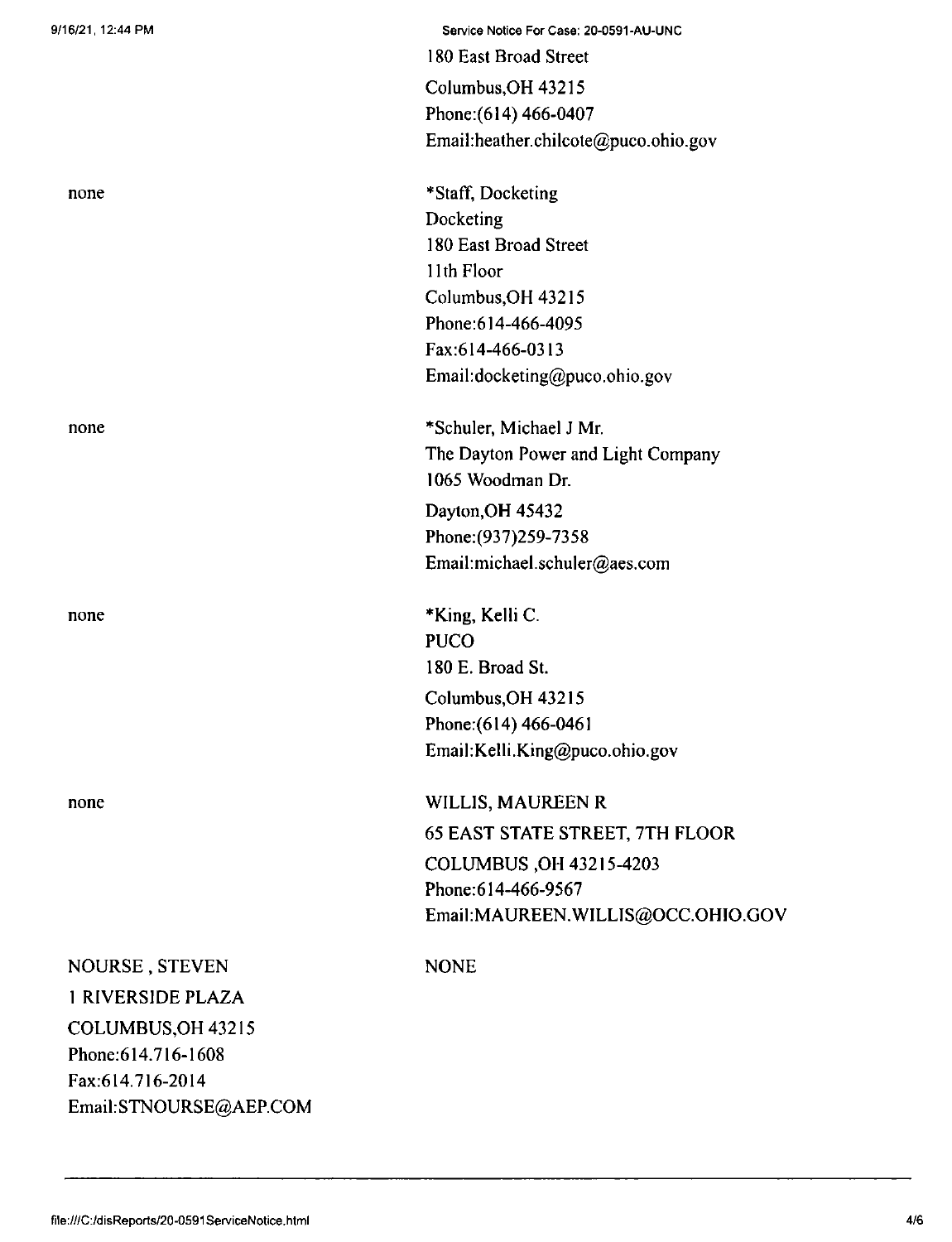| | |
|---|---|
| | 180 East Broad Street<br>Columbus,OH 43215<br>Phone:(614) 466-0407<br>Email:heather.chilcote@puco.ohio.gov |
| none | *Staff, Docketing<br>Docketing<br>180 East Broad Street<br>11th Floor<br>Columbus,OH 43215<br>Phone:614-466-4095<br>Fax:614-466-0313<br>Email:docketing@puco.ohio.gov |
| none | *Schuler, Michael J Mr.<br>The Dayton Power and Light Company<br>1065 Woodman Dr.<br>Dayton,OH 45432<br>Phone:(937)259-7358<br>Email:michael.schuler@aes.com |
| none | *King, Kelli C.<br>PUCO<br>180 E. Broad St.<br>Columbus,OH 43215<br>Phone:(614) 466-0461<br>Email:Kelli.King@puco.ohio.gov |
| none | WILLIS, MAUREEN R<br>65 EAST STATE STREET, 7TH FLOOR<br>COLUMBUS ,OH 43215-4203<br>Phone:614-466-9567<br>Email:MAUREEN.WILLIS@OCC.OHIO.GOV |
| NOURSE , STEVEN<br>1 RIVERSIDE PLAZA<br>COLUMBUS,OH 43215<br>Phone:614.716-1608<br>Fax:614.716-2014<br>Email:STNOURSE@AEP.COM | NONE |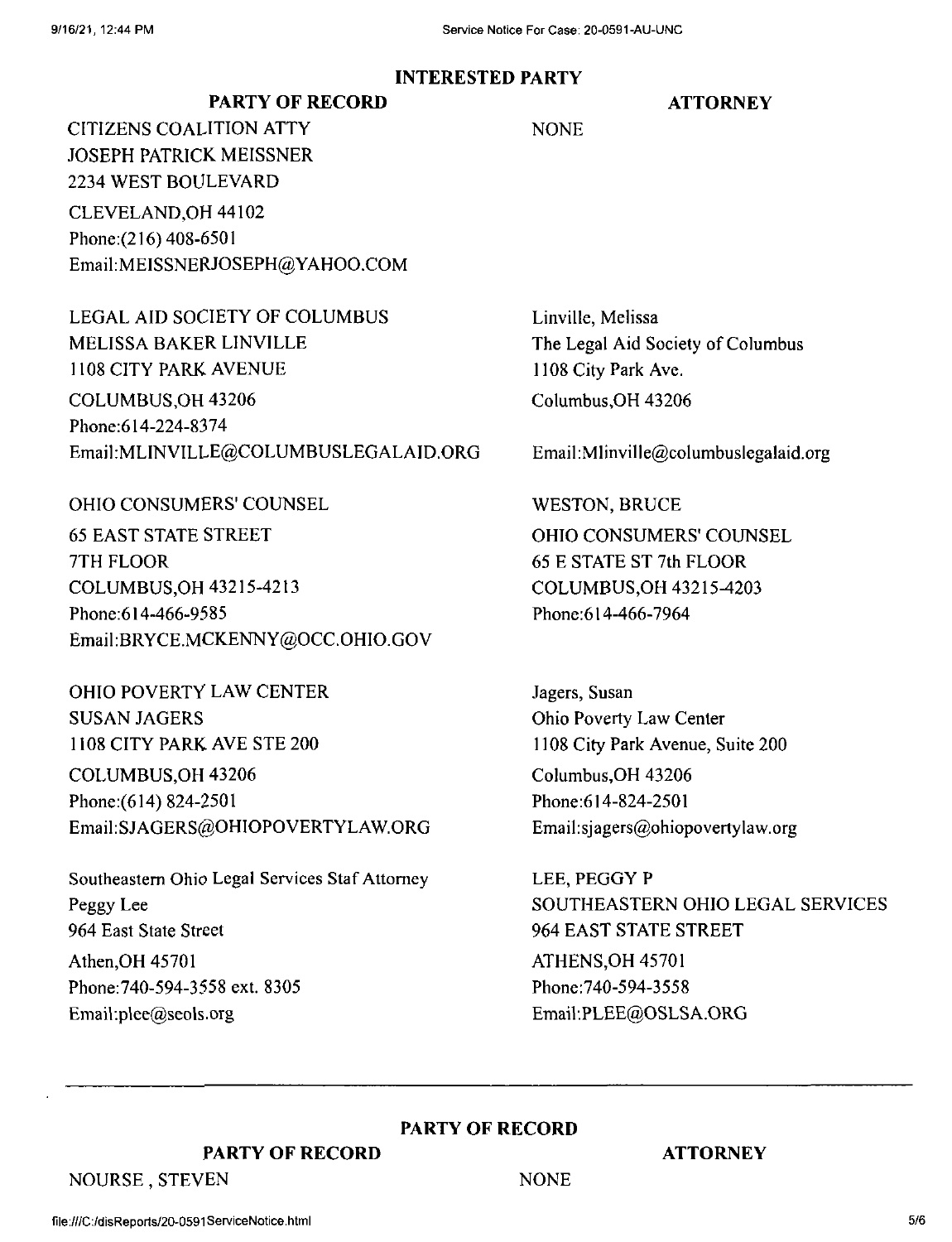## INTERESTED PARTY

| PARTY OF RECORD | ATTORNEY |
| --- | --- |
| CITIZENS COALITION ATTY<br>JOSEPH PATRICK MEISSNER<br>2234 WEST BOULEVARD<br>CLEVELAND,OH 44102<br>Phone:(216) 408-6501<br>Email:MEISSNERJOSEPH@YAHOO.COM | NONE |
| LEGAL AID SOCIETY OF COLUMBUS<br>MELISSA BAKER LINVILLE<br>1108 CITY PARK AVENUE<br>COLUMBUS,OH 43206<br>Phone:614-224-8374<br>Email:MLINVILLE@COLUMBUSLEGALAID.ORG | Linville, Melissa<br>The Legal Aid Society of Columbus<br>1108 City Park Ave.<br>Columbus,OH 43206<br>Email:Mlinville@columbuslegalaid.org |
| OHIO CONSUMERS' COUNSEL<br>65 EAST STATE STREET<br>7TH FLOOR<br>COLUMBUS,OH 43215-4213<br>Phone:614-466-9585<br>Email:BRYCE.MCKENNY@OCC.OHIO.GOV | WESTON, BRUCE<br>OHIO CONSUMERS' COUNSEL<br>65 E STATE ST 7th FLOOR<br>COLUMBUS,OH 43215-4203<br>Phone:614-466-7964 |
| OHIO POVERTY LAW CENTER<br>SUSAN JAGERS<br>1108 CITY PARK AVE STE 200<br>COLUMBUS,OH 43206<br>Phone:(614) 824-2501<br>Email:SJAGERS@OHIOPOVERTYLAW.ORG | Jagers, Susan<br>Ohio Poverty Law Center<br>1108 City Park Avenue, Suite 200<br>Columbus,OH 43206<br>Phone:614-824-2501<br>Email:sjagers@ohiopovertylaw.org |
| Southeastern Ohio Legal Services Staf Attorney<br>Peggy Lee<br>964 East State Street<br>Athen,OH 45701<br>Phone:740-594-3558 ext. 8305<br>Email:plee@seols.org | LEE, PEGGY P<br>SOUTHEASTERN OHIO LEGAL SERVICES<br>964 EAST STATE STREET<br>ATHENS,OH 45701<br>Phone:740-594-3558<br>Email:PLEE@OSLSA.ORG |

---

## PARTY OF RECORD

| PARTY OF RECORD | ATTORNEY |
| --- | --- |
| NOURSE , STEVEN | NONE |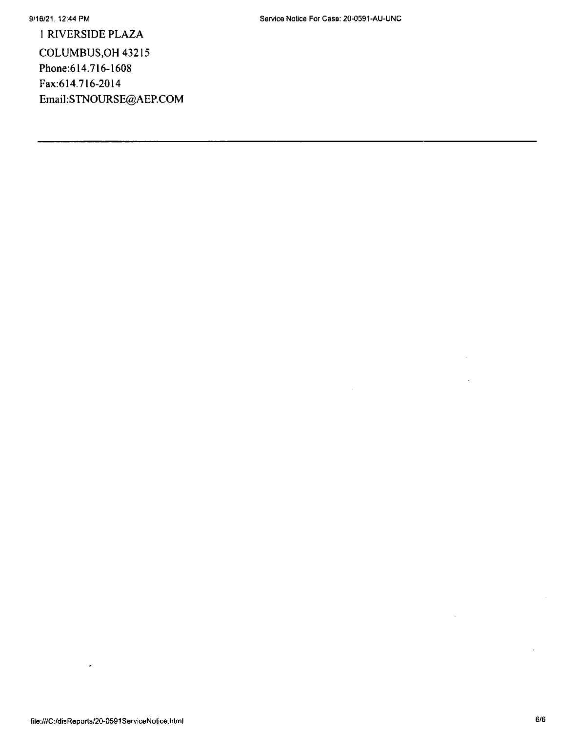1 RIVERSIDE PLAZA
COLUMBUS,OH 43215
Phone:614.716-1608
Fax:614.716-2014
Email:STNOURSE@AEP.COM

---